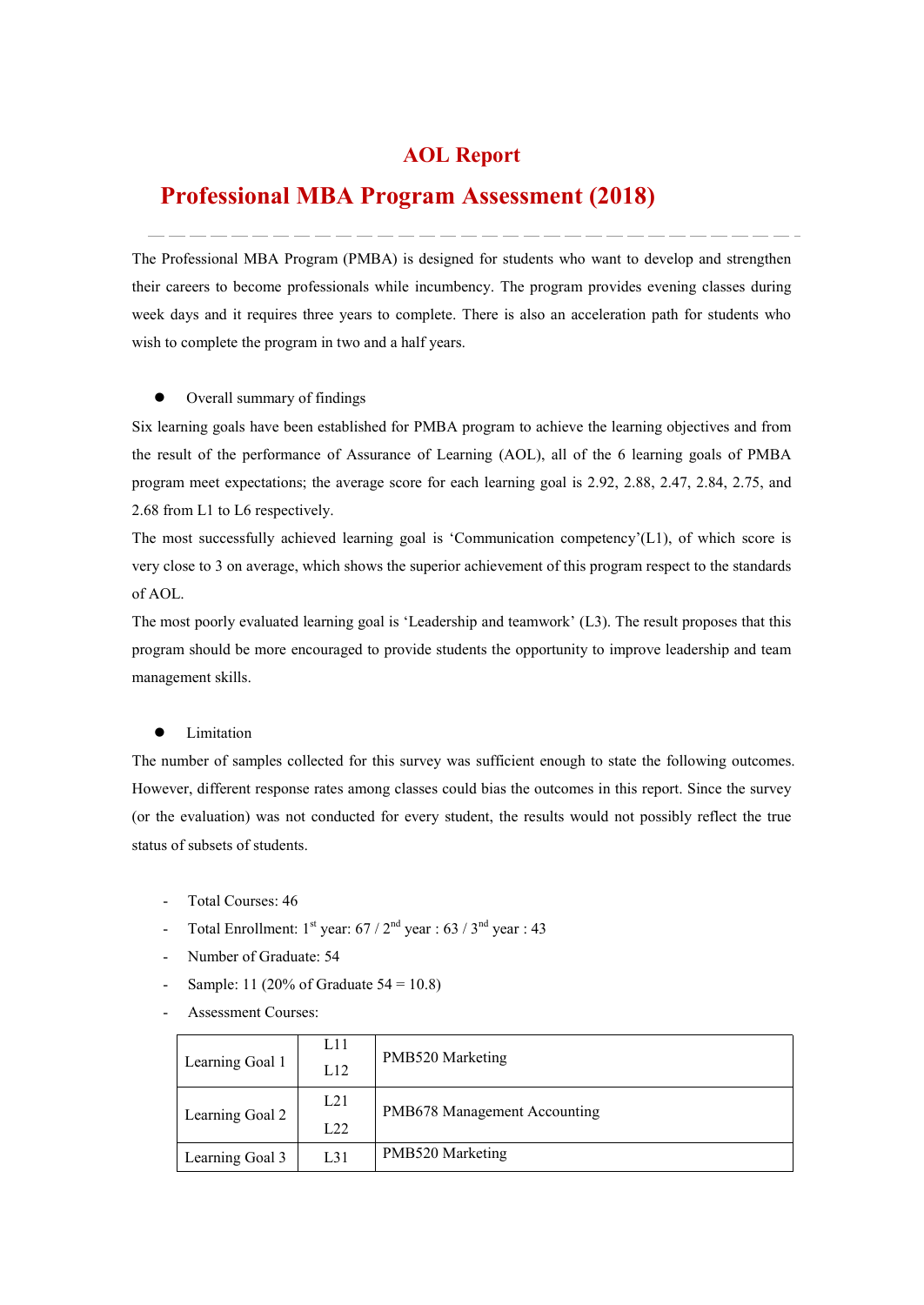# AOL Report

## Professional MBA Program Assessment (2018)

The Professional MBA Program (PMBA) is designed for students who want to develop and strengthen their careers to become professionals while incumbency. The program provides evening classes during week days and it requires three years to complete. There is also an acceleration path for students who wish to complete the program in two and a half years.

- Overall summary of findings

Six learning goals have been established for PMBA program to achieve the learning objectives and from the result of the performance of Assurance of Learning (AOL), all of the 6 learning goals of PMBA program meet expectations; the average score for each learning goal is 2.92, 2.88, 2.47, 2.84, 2.75, and 2.68 from L1 to L6 respectively.

The most successfully achieved learning goal is 'Communication competency'(L1), of which score is very close to 3 on average, which shows the superior achievement of this program respect to the standards of AOL.

The most poorly evaluated learning goal is 'Leadership and teamwork' (L3). The result proposes that this program should be more encouraged to provide students the opportunity to improve leadership and team management skills.

- Limitation

The number of samples collected for this survey was sufficient enough to state the following outcomes. However, different response rates among classes could bias the outcomes in this report. Since the survey (or the evaluation) was not conducted for every student, the results would not possibly reflect the true status of subsets of students.

- Total Courses: 46
- Total Enrollment: 1st year: 67 / 2nd year : 63 / 3nd year : 43
- Number of Graduate: 54
- Sample: 11 (20% of Graduate 54 = 10.8)
- Assessment Courses:

| | | |
|---|---|---|
| Learning Goal 1 | L11<br>L12 | PMB520 Marketing |
| Learning Goal 2 | L21<br>L22 | PMB678 Management Accounting |
| Learning Goal 3 | L31 | PMB520 Marketing |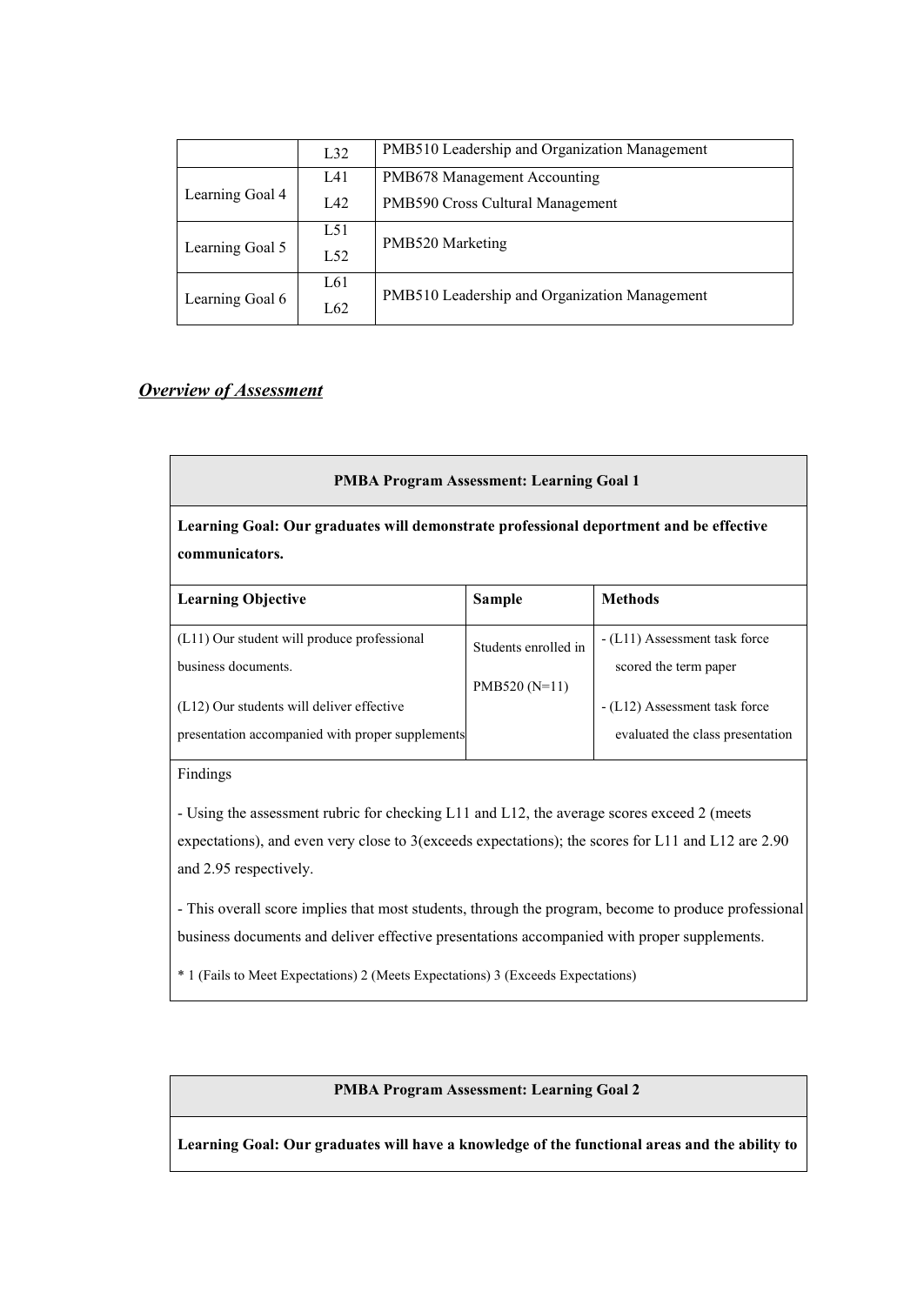| | | |
|---|---|---|
| | L32 | PMB510 Leadership and Organization Management |
| Learning Goal 4 | L41 | PMB678 Management Accounting |
| | L42 | PMB590 Cross Cultural Management |
| Learning Goal 5 | L51<br>L52 | PMB520 Marketing |
| Learning Goal 6 | L61<br>L62 | PMB510 Leadership and Organization Management |

## ***Overview of Assessment***

| **PMBA Program Assessment: Learning Goal 1** | | |
|---|---|---|
| **Learning Goal: Our graduates will demonstrate professional deportment and be effective communicators.** | | |
| **Learning Objective** | **Sample** | **Methods** |
| (L11) Our student will produce professional business documents.<br><br>(L12) Our students will deliver effective presentation accompanied with proper supplements | Students enrolled in PMB520 (N=11) | - (L11) Assessment task force scored the term paper<br><br>- (L12) Assessment task force evaluated the class presentation |
| Findings<br><br>- Using the assessment rubric for checking L11 and L12, the average scores exceed 2 (meets expectations), and even very close to 3(exceeds expectations); the scores for L11 and L12 are 2.90 and 2.95 respectively.<br><br>- This overall score implies that most students, through the program, become to produce professional business documents and deliver effective presentations accompanied with proper supplements.<br><br>* 1 (Fails to Meet Expectations) 2 (Meets Expectations) 3 (Exceeds Expectations) | | |

| **PMBA Program Assessment: Learning Goal 2** |
|---|
| **Learning Goal: Our graduates will have a knowledge of the functional areas and the ability to** |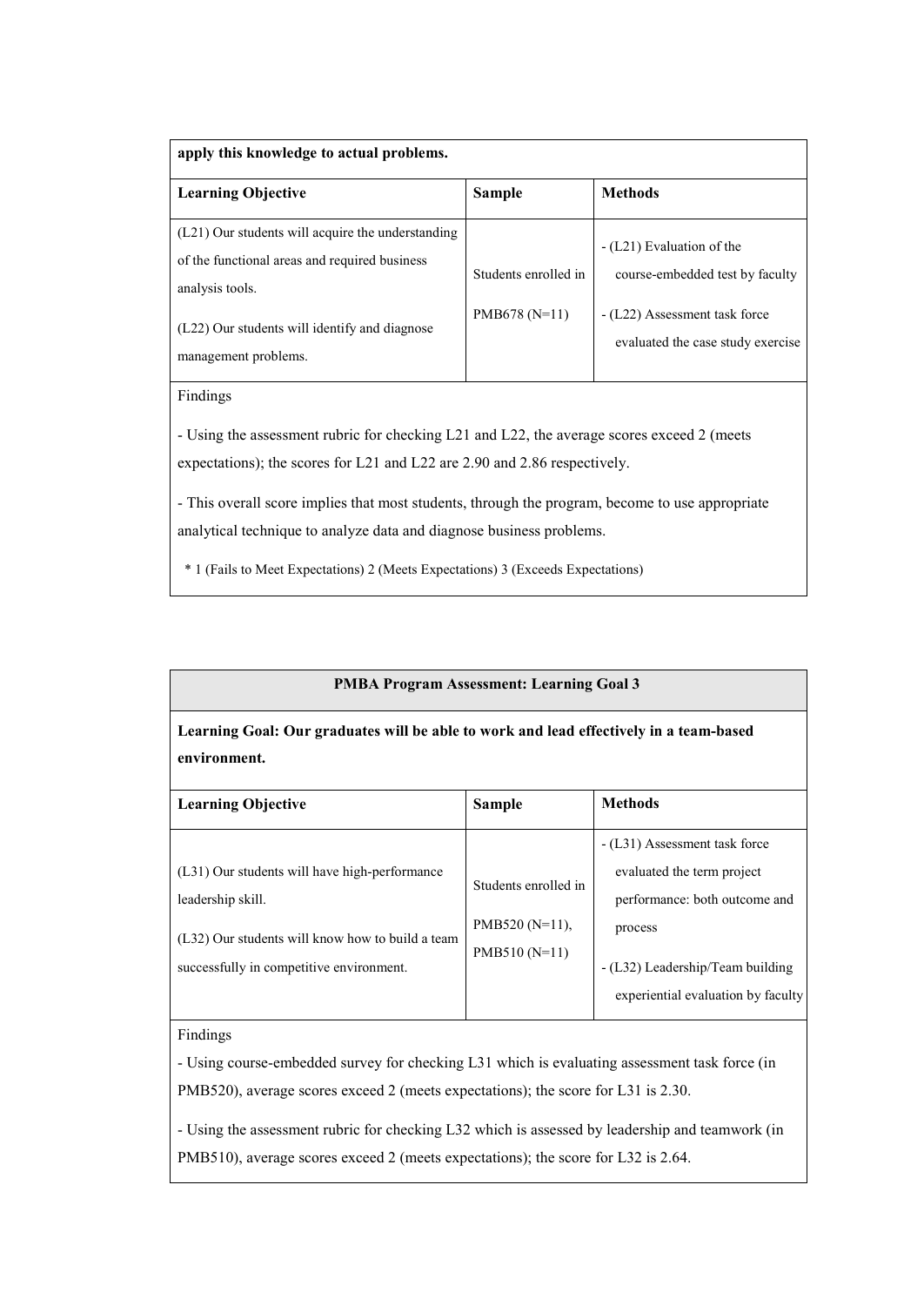| apply this knowledge to actual problems. | | |
|---|---|---|
| **Learning Objective** | **Sample** | **Methods** |
| (L21) Our students will acquire the understanding of the functional areas and required business analysis tools.<br><br>(L22) Our students will identify and diagnose management problems. | Students enrolled in PMB678 (N=11) | - (L21) Evaluation of the course-embedded test by faculty<br><br>- (L22) Assessment task force evaluated the case study exercise |
| Findings<br><br>- Using the assessment rubric for checking L21 and L22, the average scores exceed 2 (meets expectations); the scores for L21 and L22 are 2.90 and 2.86 respectively.<br><br>- This overall score implies that most students, through the program, become to use appropriate analytical technique to analyze data and diagnose business problems.<br><br>* 1 (Fails to Meet Expectations) 2 (Meets Expectations) 3 (Exceeds Expectations) | | |

| **PMBA Program Assessment: Learning Goal 3** | | |
|---|---|---|
| **Learning Goal: Our graduates will be able to work and lead effectively in a team-based environment.** | | |
| **Learning Objective** | **Sample** | **Methods** |
| (L31) Our students will have high-performance leadership skill.<br><br>(L32) Our students will know how to build a team successfully in competitive environment. | Students enrolled in PMB520 (N=11), PMB510 (N=11) | - (L31) Assessment task force evaluated the term project performance: both outcome and process<br><br>- (L32) Leadership/Team building experiential evaluation by faculty |
| Findings<br><br>- Using course-embedded survey for checking L31 which is evaluating assessment task force (in PMB520), average scores exceed 2 (meets expectations); the score for L31 is 2.30.<br><br>- Using the assessment rubric for checking L32 which is assessed by leadership and teamwork (in PMB510), average scores exceed 2 (meets expectations); the score for L32 is 2.64. | | |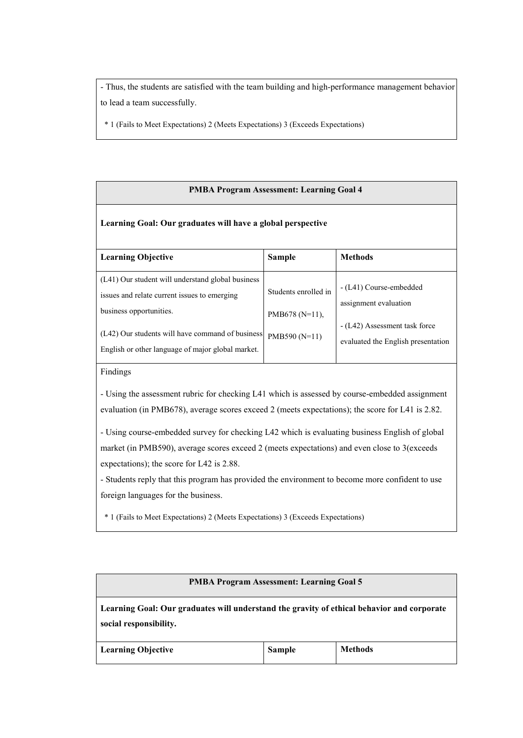- Thus, the students are satisfied with the team building and high-performance management behavior to lead a team successfully.

* 1 (Fails to Meet Expectations) 2 (Meets Expectations) 3 (Exceeds Expectations)

| **PMBA Program Assessment: Learning Goal 4** | | |
|---|---|---|
| **Learning Goal: Our graduates will have a global perspective** | | |
| **Learning Objective** | **Sample** | **Methods** |
| (L41) Our student will understand global business issues and relate current issues to emerging business opportunities.<br><br>(L42) Our students will have command of business English or other language of major global market. | Students enrolled in PMB678 (N=11), PMB590 (N=11) | - (L41) Course-embedded assignment evaluation<br><br>- (L42) Assessment task force evaluated the English presentation |

Findings

- Using the assessment rubric for checking L41 which is assessed by course-embedded assignment evaluation (in PMB678), average scores exceed 2 (meets expectations); the score for L41 is 2.82.

- Using course-embedded survey for checking L42 which is evaluating business English of global market (in PMB590), average scores exceed 2 (meets expectations) and even close to 3(exceeds expectations); the score for L42 is 2.88.

- Students reply that this program has provided the environment to become more confident to use foreign languages for the business.

* 1 (Fails to Meet Expectations) 2 (Meets Expectations) 3 (Exceeds Expectations)

| **PMBA Program Assessment: Learning Goal 5** | | |
|---|---|---|
| **Learning Goal: Our graduates will understand the gravity of ethical behavior and corporate social responsibility.** | | |
| **Learning Objective** | **Sample** | **Methods** |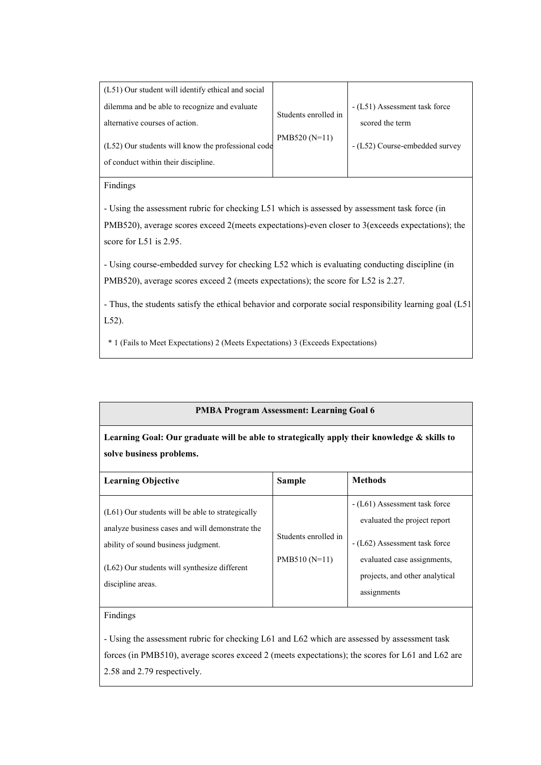| (L51) Our student will identify ethical and social dilemma and be able to recognize and evaluate alternative courses of action.<br><br>(L52) Our students will know the professional code of conduct within their discipline. | Students enrolled in PMB520 (N=11) | - (L51) Assessment task force scored the term<br><br>- (L52) Course-embedded survey |
|---|---|---|

Findings

- Using the assessment rubric for checking L51 which is assessed by assessment task force (in PMB520), average scores exceed 2(meets expectations)-even closer to 3(exceeds expectations); the score for L51 is 2.95.

- Using course-embedded survey for checking L52 which is evaluating conducting discipline (in PMB520), average scores exceed 2 (meets expectations); the score for L52 is 2.27.

- Thus, the students satisfy the ethical behavior and corporate social responsibility learning goal (L51 L52).

\* 1 (Fails to Meet Expectations) 2 (Meets Expectations) 3 (Exceeds Expectations)

**PMBA Program Assessment: Learning Goal 6**

**Learning Goal: Our graduate will be able to strategically apply their knowledge & skills to solve business problems.**

| Learning Objective | Sample | Methods |
|---|---|---|
| (L61) Our students will be able to strategically analyze business cases and will demonstrate the ability of sound business judgment.<br><br>(L62) Our students will synthesize different discipline areas. | Students enrolled in PMB510 (N=11) | - (L61) Assessment task force evaluated the project report<br><br>- (L62) Assessment task force evaluated case assignments, projects, and other analytical assignments |

Findings

- Using the assessment rubric for checking L61 and L62 which are assessed by assessment task forces (in PMB510), average scores exceed 2 (meets expectations); the scores for L61 and L62 are 2.58 and 2.79 respectively.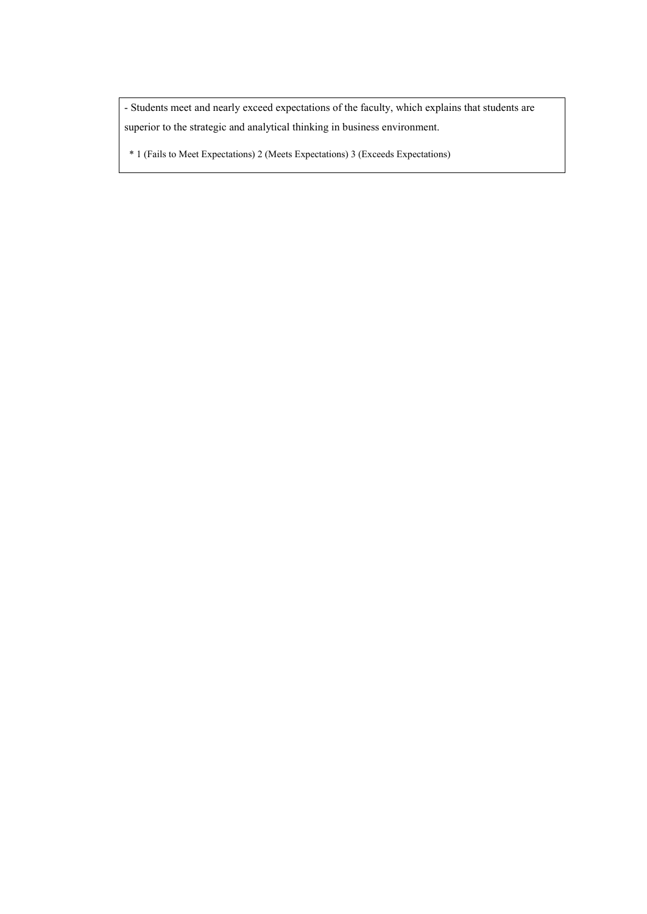- Students meet and nearly exceed expectations of the faculty, which explains that students are superior to the strategic and analytical thinking in business environment.

\* 1 (Fails to Meet Expectations) 2 (Meets Expectations) 3 (Exceeds Expectations)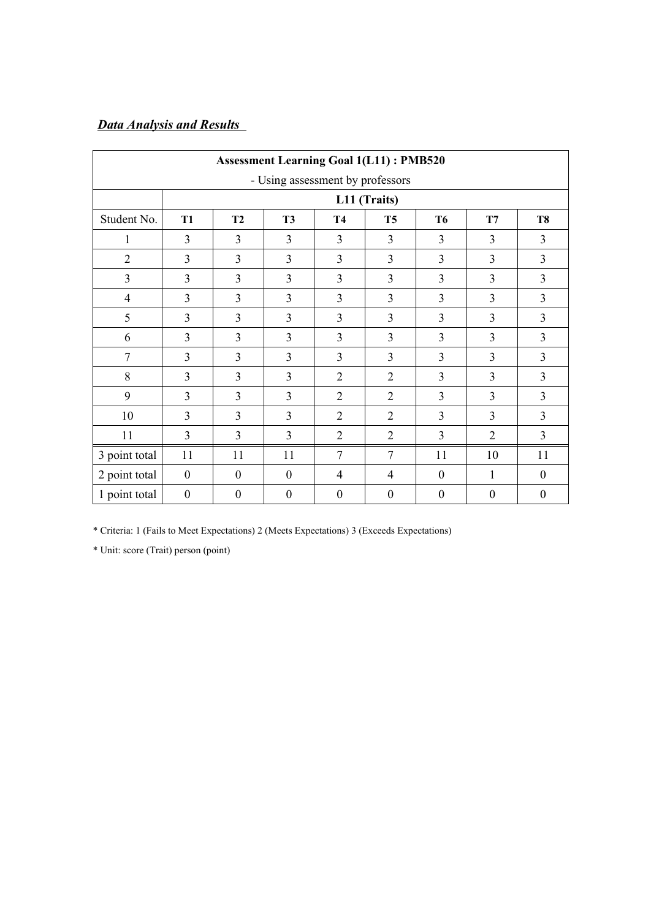***Data Analysis and Results***

| **Assessment Learning Goal 1(L11) : PMB520**<br>- Using assessment by professors | | | | | | | | |
|---|---|---|---|---|---|---|---|---|
| | **L11 (Traits)** | | | | | | | |
| Student No. | **T1** | **T2** | **T3** | **T4** | **T5** | **T6** | **T7** | **T8** |
| 1 | 3 | 3 | 3 | 3 | 3 | 3 | 3 | 3 |
| 2 | 3 | 3 | 3 | 3 | 3 | 3 | 3 | 3 |
| 3 | 3 | 3 | 3 | 3 | 3 | 3 | 3 | 3 |
| 4 | 3 | 3 | 3 | 3 | 3 | 3 | 3 | 3 |
| 5 | 3 | 3 | 3 | 3 | 3 | 3 | 3 | 3 |
| 6 | 3 | 3 | 3 | 3 | 3 | 3 | 3 | 3 |
| 7 | 3 | 3 | 3 | 3 | 3 | 3 | 3 | 3 |
| 8 | 3 | 3 | 3 | 2 | 2 | 3 | 3 | 3 |
| 9 | 3 | 3 | 3 | 2 | 2 | 3 | 3 | 3 |
| 10 | 3 | 3 | 3 | 2 | 2 | 3 | 3 | 3 |
| 11 | 3 | 3 | 3 | 2 | 2 | 3 | 2 | 3 |
| 3 point total | 11 | 11 | 11 | 7 | 7 | 11 | 10 | 11 |
| 2 point total | 0 | 0 | 0 | 4 | 4 | 0 | 1 | 0 |
| 1 point total | 0 | 0 | 0 | 0 | 0 | 0 | 0 | 0 |

* Criteria: 1 (Fails to Meet Expectations) 2 (Meets Expectations) 3 (Exceeds Expectations)

* Unit: score (Trait) person (point)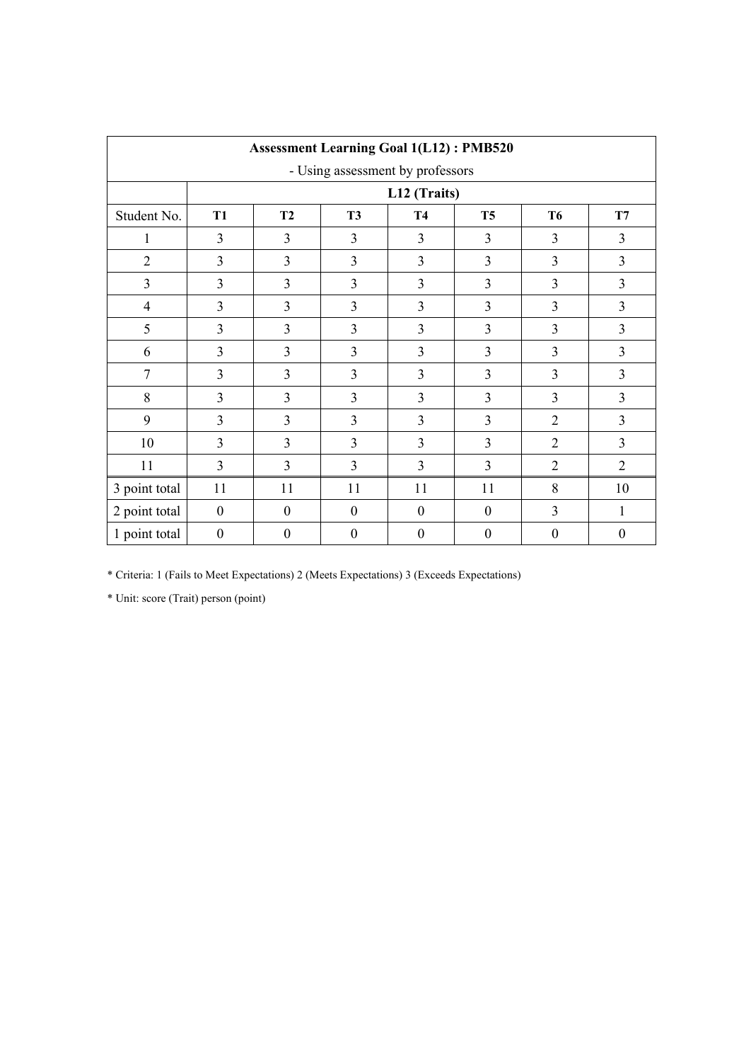| Assessment Learning Goal 1(L12) : PMB520<br>- Using assessment by professors | | | | | | | |
|---|---|---|---|---|---|---|---|
| | L12 (Traits) | | | | | | |
| Student No. | **T1** | **T2** | **T3** | **T4** | **T5** | **T6** | **T7** |
| 1 | 3 | 3 | 3 | 3 | 3 | 3 | 3 |
| 2 | 3 | 3 | 3 | 3 | 3 | 3 | 3 |
| 3 | 3 | 3 | 3 | 3 | 3 | 3 | 3 |
| 4 | 3 | 3 | 3 | 3 | 3 | 3 | 3 |
| 5 | 3 | 3 | 3 | 3 | 3 | 3 | 3 |
| 6 | 3 | 3 | 3 | 3 | 3 | 3 | 3 |
| 7 | 3 | 3 | 3 | 3 | 3 | 3 | 3 |
| 8 | 3 | 3 | 3 | 3 | 3 | 3 | 3 |
| 9 | 3 | 3 | 3 | 3 | 3 | 2 | 3 |
| 10 | 3 | 3 | 3 | 3 | 3 | 2 | 3 |
| 11 | 3 | 3 | 3 | 3 | 3 | 2 | 2 |
| 3 point total | 11 | 11 | 11 | 11 | 11 | 8 | 10 |
| 2 point total | 0 | 0 | 0 | 0 | 0 | 3 | 1 |
| 1 point total | 0 | 0 | 0 | 0 | 0 | 0 | 0 |

* Criteria: 1 (Fails to Meet Expectations) 2 (Meets Expectations) 3 (Exceeds Expectations)

* Unit: score (Trait) person (point)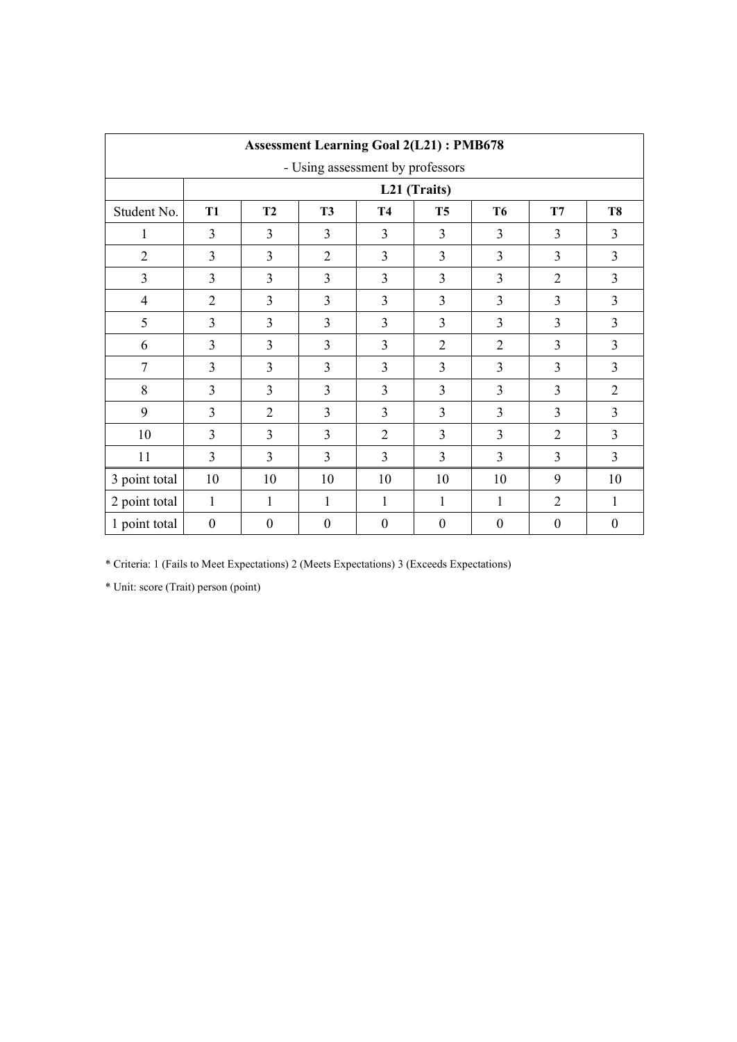| Assessment Learning Goal 2(L21) : PMB678 | | | | | | | | |
|---|---|---|---|---|---|---|---|---|
| - Using assessment by professors | | | | | | | | |
| | L21 (Traits) | | | | | | | |
| Student No. | **T1** | **T2** | **T3** | **T4** | **T5** | **T6** | **T7** | **T8** |
| 1 | 3 | 3 | 3 | 3 | 3 | 3 | 3 | 3 |
| 2 | 3 | 3 | 2 | 3 | 3 | 3 | 3 | 3 |
| 3 | 3 | 3 | 3 | 3 | 3 | 3 | 2 | 3 |
| 4 | 2 | 3 | 3 | 3 | 3 | 3 | 3 | 3 |
| 5 | 3 | 3 | 3 | 3 | 3 | 3 | 3 | 3 |
| 6 | 3 | 3 | 3 | 3 | 2 | 2 | 3 | 3 |
| 7 | 3 | 3 | 3 | 3 | 3 | 3 | 3 | 3 |
| 8 | 3 | 3 | 3 | 3 | 3 | 3 | 3 | 2 |
| 9 | 3 | 2 | 3 | 3 | 3 | 3 | 3 | 3 |
| 10 | 3 | 3 | 3 | 2 | 3 | 3 | 2 | 3 |
| 11 | 3 | 3 | 3 | 3 | 3 | 3 | 3 | 3 |
| 3 point total | 10 | 10 | 10 | 10 | 10 | 10 | 9 | 10 |
| 2 point total | 1 | 1 | 1 | 1 | 1 | 1 | 2 | 1 |
| 1 point total | 0 | 0 | 0 | 0 | 0 | 0 | 0 | 0 |

* Criteria: 1 (Fails to Meet Expectations) 2 (Meets Expectations) 3 (Exceeds Expectations)

* Unit: score (Trait) person (point)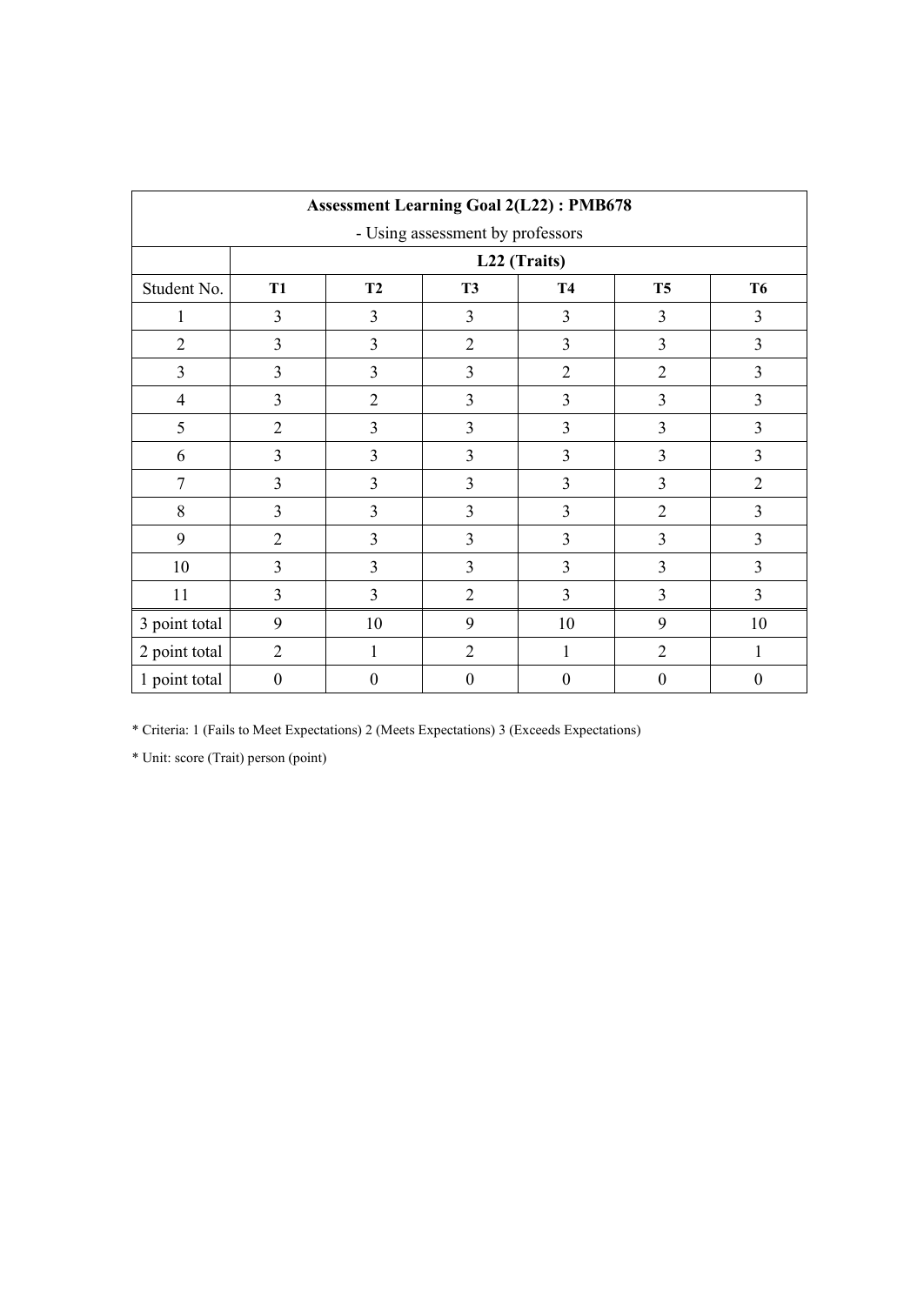| Assessment Learning Goal 2(L22) : PMB678 | | | | | | |
|---|---|---|---|---|---|---|
| - Using assessment by professors | | | | | | |
| | L22 (Traits) | | | | | |
| Student No. | **T1** | **T2** | **T3** | **T4** | **T5** | **T6** |
| 1 | 3 | 3 | 3 | 3 | 3 | 3 |
| 2 | 3 | 3 | 2 | 3 | 3 | 3 |
| 3 | 3 | 3 | 3 | 2 | 2 | 3 |
| 4 | 3 | 2 | 3 | 3 | 3 | 3 |
| 5 | 2 | 3 | 3 | 3 | 3 | 3 |
| 6 | 3 | 3 | 3 | 3 | 3 | 3 |
| 7 | 3 | 3 | 3 | 3 | 3 | 2 |
| 8 | 3 | 3 | 3 | 3 | 2 | 3 |
| 9 | 2 | 3 | 3 | 3 | 3 | 3 |
| 10 | 3 | 3 | 3 | 3 | 3 | 3 |
| 11 | 3 | 3 | 2 | 3 | 3 | 3 |
| 3 point total | 9 | 10 | 9 | 10 | 9 | 10 |
| 2 point total | 2 | 1 | 2 | 1 | 2 | 1 |
| 1 point total | 0 | 0 | 0 | 0 | 0 | 0 |

* Criteria: 1 (Fails to Meet Expectations) 2 (Meets Expectations) 3 (Exceeds Expectations)

* Unit: score (Trait) person (point)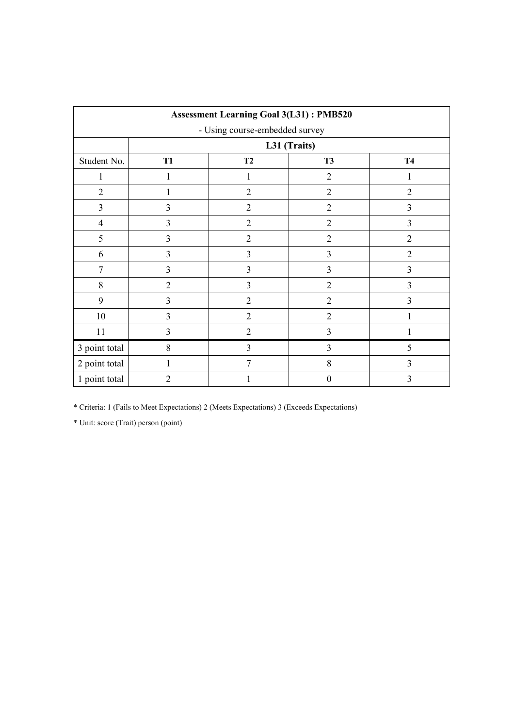| **Assessment Learning Goal 3(L31) : PMB520**<br>- Using course-embedded survey | | | | |
|---|---|---|---|---|
| | **L31 (Traits)** | | | |
| Student No. | **T1** | **T2** | **T3** | **T4** |
| 1 | 1 | 1 | 2 | 1 |
| 2 | 1 | 2 | 2 | 2 |
| 3 | 3 | 2 | 2 | 3 |
| 4 | 3 | 2 | 2 | 3 |
| 5 | 3 | 2 | 2 | 2 |
| 6 | 3 | 3 | 3 | 2 |
| 7 | 3 | 3 | 3 | 3 |
| 8 | 2 | 3 | 2 | 3 |
| 9 | 3 | 2 | 2 | 3 |
| 10 | 3 | 2 | 2 | 1 |
| 11 | 3 | 2 | 3 | 1 |
| 3 point total | 8 | 3 | 3 | 5 |
| 2 point total | 1 | 7 | 8 | 3 |
| 1 point total | 2 | 1 | 0 | 3 |

* Criteria: 1 (Fails to Meet Expectations) 2 (Meets Expectations) 3 (Exceeds Expectations)

* Unit: score (Trait) person (point)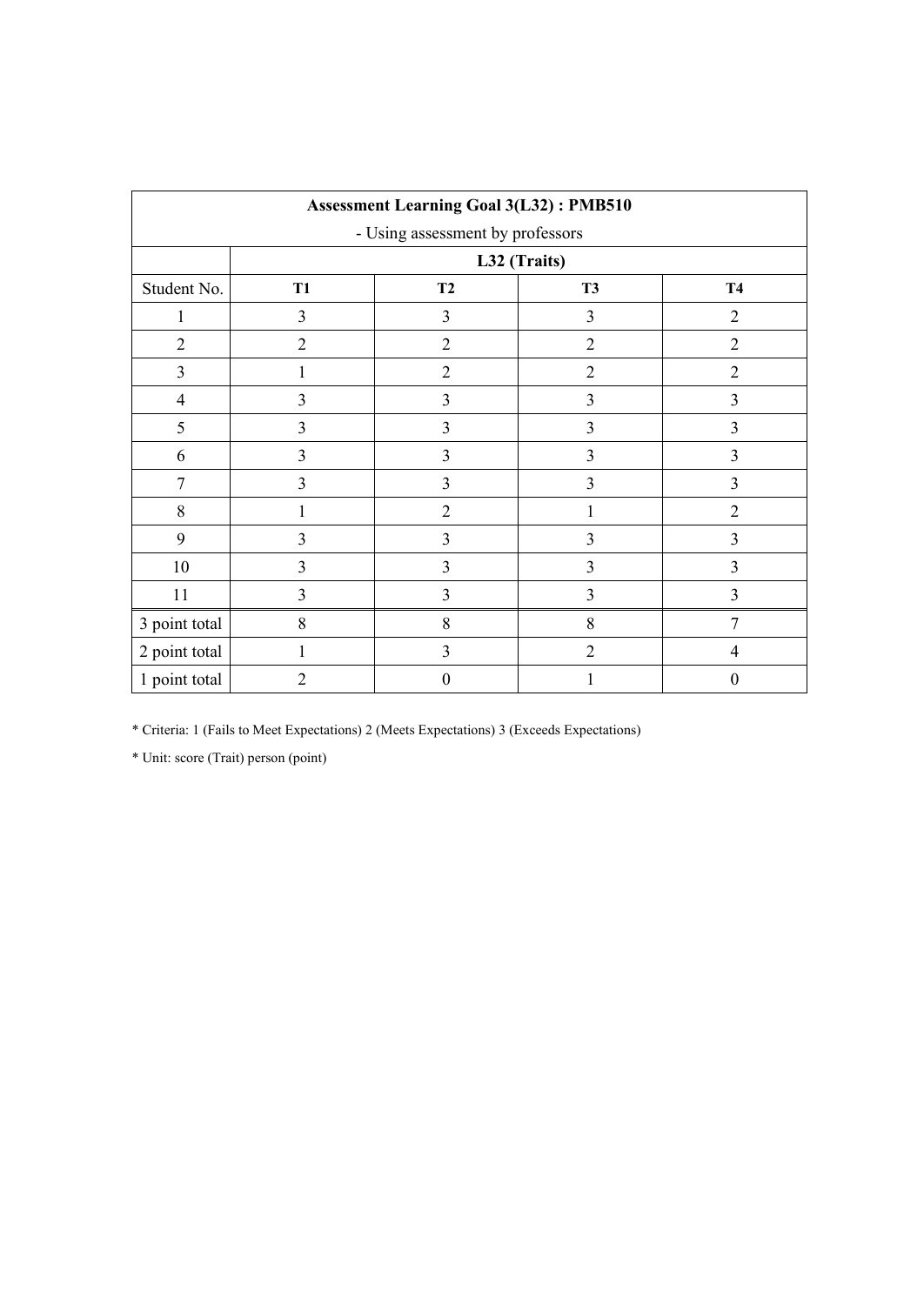| Assessment Learning Goal 3(L32) : PMB510<br>- Using assessment by professors | | | | |
|---|---|---|---|---|
| | L32 (Traits) | | | |
| Student No. | **T1** | **T2** | **T3** | **T4** |
| 1 | 3 | 3 | 3 | 2 |
| 2 | 2 | 2 | 2 | 2 |
| 3 | 1 | 2 | 2 | 2 |
| 4 | 3 | 3 | 3 | 3 |
| 5 | 3 | 3 | 3 | 3 |
| 6 | 3 | 3 | 3 | 3 |
| 7 | 3 | 3 | 3 | 3 |
| 8 | 1 | 2 | 1 | 2 |
| 9 | 3 | 3 | 3 | 3 |
| 10 | 3 | 3 | 3 | 3 |
| 11 | 3 | 3 | 3 | 3 |
| 3 point total | 8 | 8 | 8 | 7 |
| 2 point total | 1 | 3 | 2 | 4 |
| 1 point total | 2 | 0 | 1 | 0 |

* Criteria: 1 (Fails to Meet Expectations) 2 (Meets Expectations) 3 (Exceeds Expectations)

* Unit: score (Trait) person (point)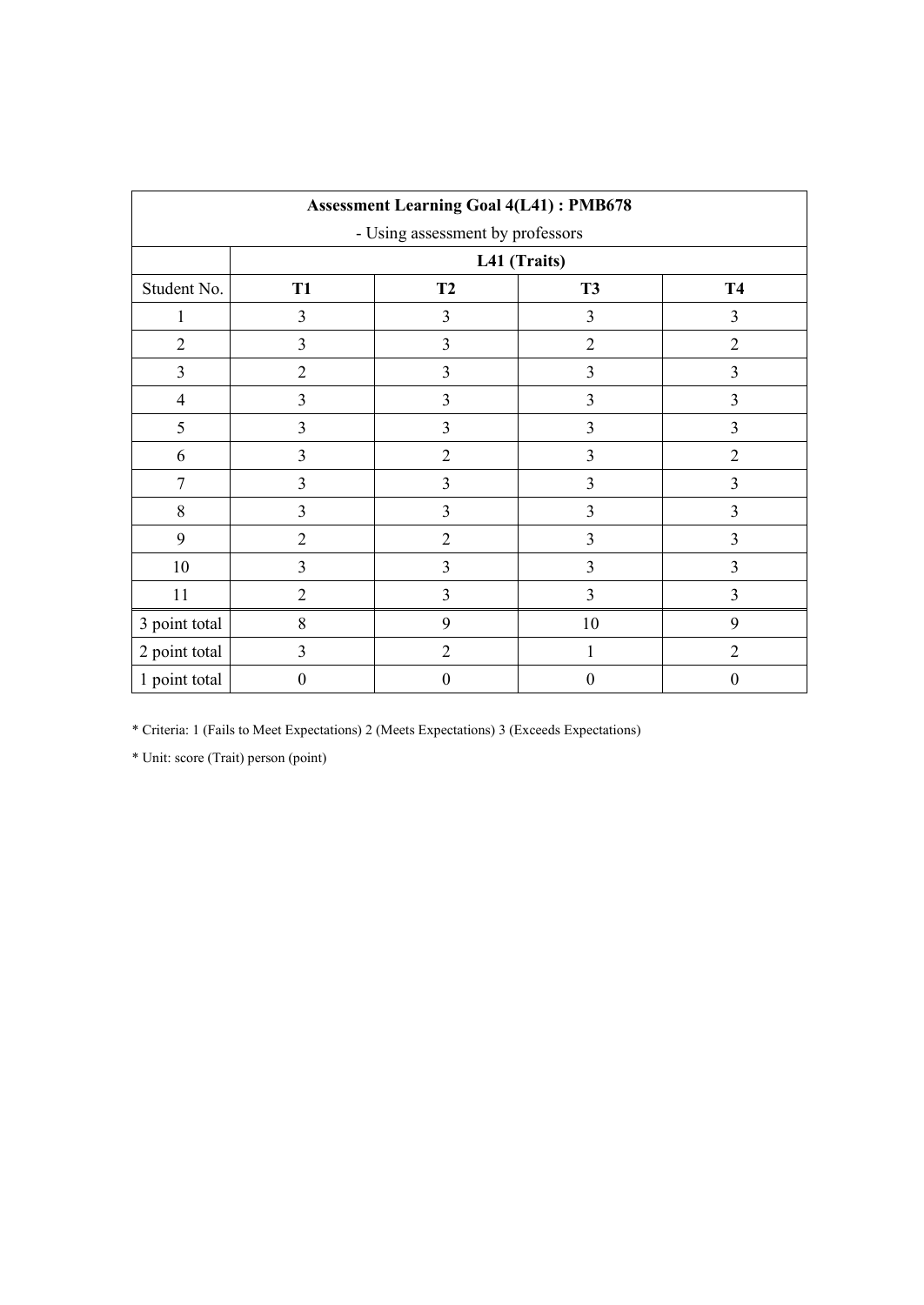| Assessment Learning Goal 4(L41) : PMB678 | | | | |
|---|---|---|---|---|
| - Using assessment by professors | | | | |
| | L41 (Traits) | | | |
| Student No. | **T1** | **T2** | **T3** | **T4** |
| 1 | 3 | 3 | 3 | 3 |
| 2 | 3 | 3 | 2 | 2 |
| 3 | 2 | 3 | 3 | 3 |
| 4 | 3 | 3 | 3 | 3 |
| 5 | 3 | 3 | 3 | 3 |
| 6 | 3 | 2 | 3 | 2 |
| 7 | 3 | 3 | 3 | 3 |
| 8 | 3 | 3 | 3 | 3 |
| 9 | 2 | 2 | 3 | 3 |
| 10 | 3 | 3 | 3 | 3 |
| 11 | 2 | 3 | 3 | 3 |
| 3 point total | 8 | 9 | 10 | 9 |
| 2 point total | 3 | 2 | 1 | 2 |
| 1 point total | 0 | 0 | 0 | 0 |

* Criteria: 1 (Fails to Meet Expectations) 2 (Meets Expectations) 3 (Exceeds Expectations)

* Unit: score (Trait) person (point)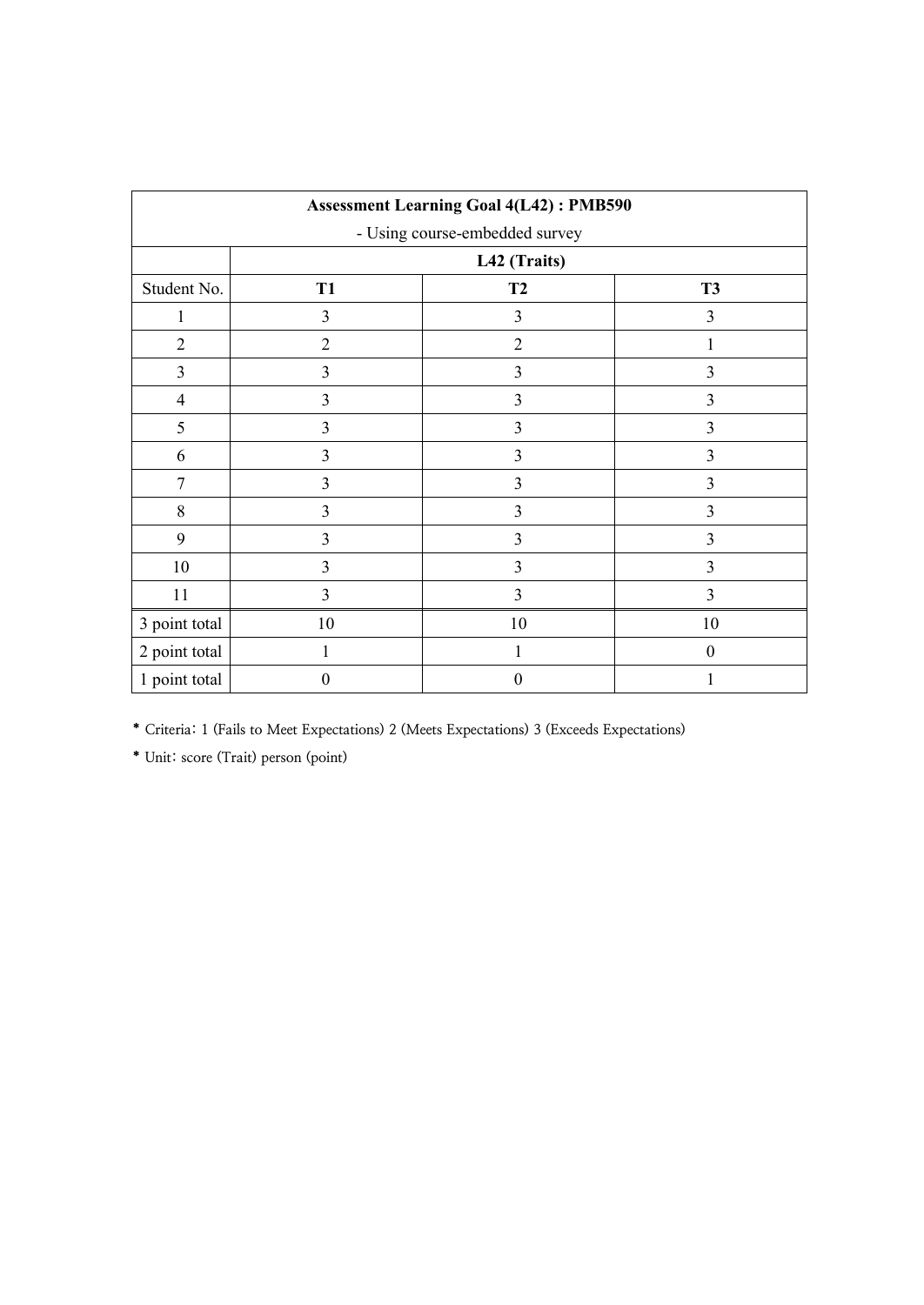| Assessment Learning Goal 4(L42) : PMB590<br>- Using course-embedded survey | | | |
|---|---|---|---|
| | L42 (Traits) | | |
| Student No. | T1 | T2 | T3 |
| 1 | 3 | 3 | 3 |
| 2 | 2 | 2 | 1 |
| 3 | 3 | 3 | 3 |
| 4 | 3 | 3 | 3 |
| 5 | 3 | 3 | 3 |
| 6 | 3 | 3 | 3 |
| 7 | 3 | 3 | 3 |
| 8 | 3 | 3 | 3 |
| 9 | 3 | 3 | 3 |
| 10 | 3 | 3 | 3 |
| 11 | 3 | 3 | 3 |
| 3 point total | 10 | 10 | 10 |
| 2 point total | 1 | 1 | 0 |
| 1 point total | 0 | 0 | 1 |

* Criteria: 1 (Fails to Meet Expectations) 2 (Meets Expectations) 3 (Exceeds Expectations)

* Unit: score (Trait) person (point)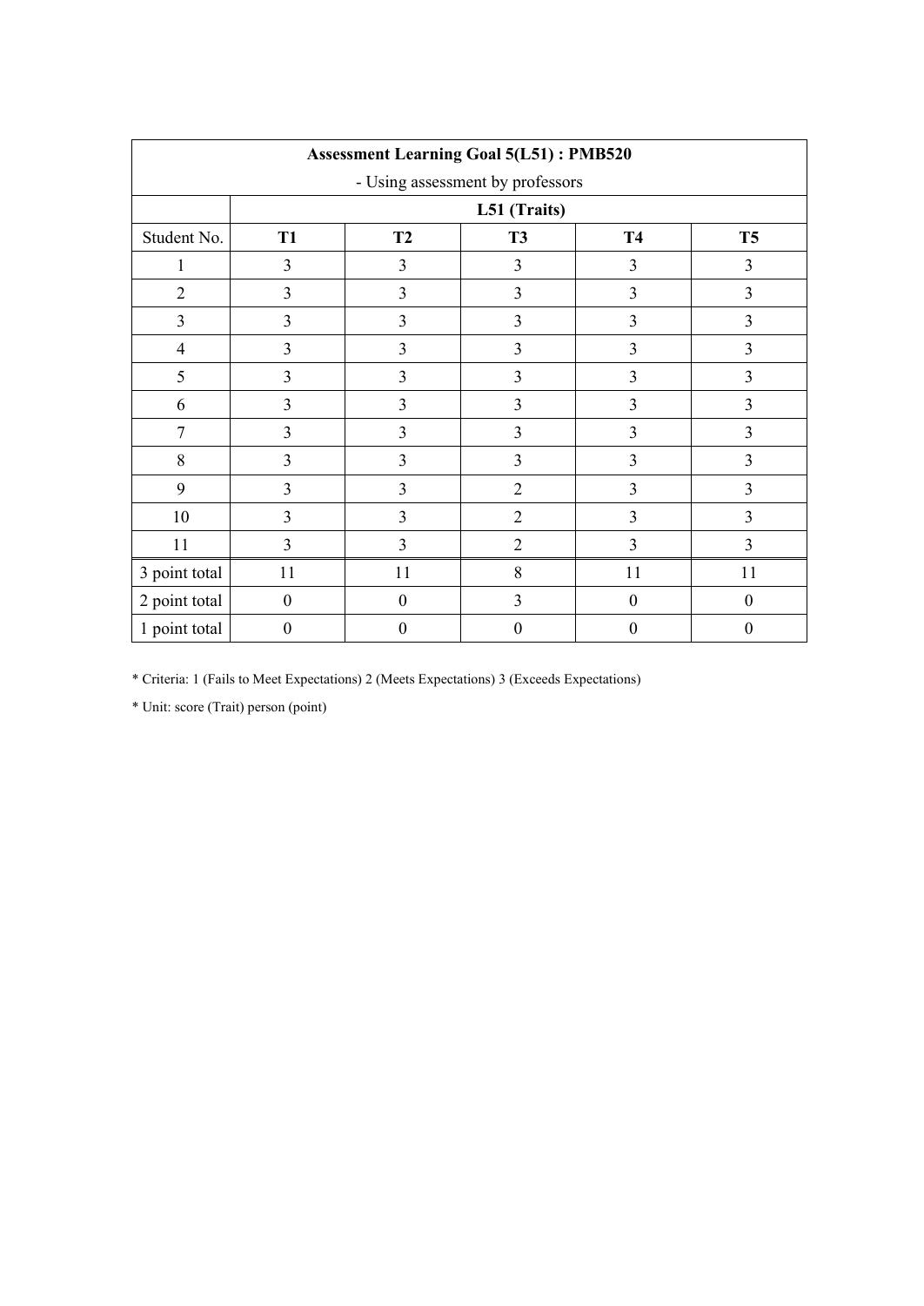| Assessment Learning Goal 5(L51) : PMB520<br>- Using assessment by professors | | | | | |
|---|---|---|---|---|---|
| | L51 (Traits) | | | | |
| Student No. | **T1** | **T2** | **T3** | **T4** | **T5** |
| 1 | 3 | 3 | 3 | 3 | 3 |
| 2 | 3 | 3 | 3 | 3 | 3 |
| 3 | 3 | 3 | 3 | 3 | 3 |
| 4 | 3 | 3 | 3 | 3 | 3 |
| 5 | 3 | 3 | 3 | 3 | 3 |
| 6 | 3 | 3 | 3 | 3 | 3 |
| 7 | 3 | 3 | 3 | 3 | 3 |
| 8 | 3 | 3 | 3 | 3 | 3 |
| 9 | 3 | 3 | 2 | 3 | 3 |
| 10 | 3 | 3 | 2 | 3 | 3 |
| 11 | 3 | 3 | 2 | 3 | 3 |
| 3 point total | 11 | 11 | 8 | 11 | 11 |
| 2 point total | 0 | 0 | 3 | 0 | 0 |
| 1 point total | 0 | 0 | 0 | 0 | 0 |

* Criteria: 1 (Fails to Meet Expectations) 2 (Meets Expectations) 3 (Exceeds Expectations)

* Unit: score (Trait) person (point)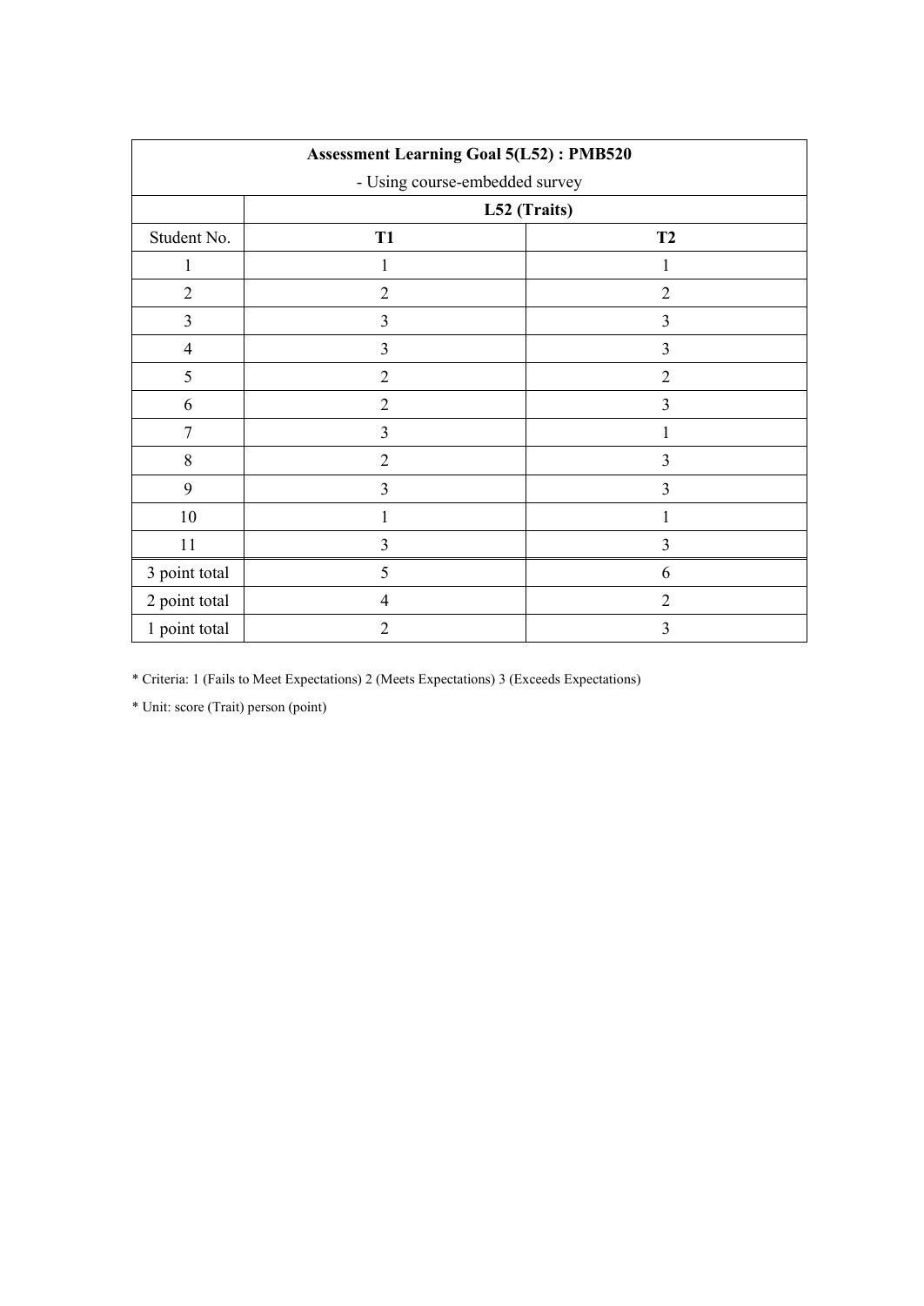| Assessment Learning Goal 5(L52) : PMB520<br>- Using course-embedded survey | | |
|---|---|---|
| | L52 (Traits) | |
| Student No. | T1 | T2 |
| 1 | 1 | 1 |
| 2 | 2 | 2 |
| 3 | 3 | 3 |
| 4 | 3 | 3 |
| 5 | 2 | 2 |
| 6 | 2 | 3 |
| 7 | 3 | 1 |
| 8 | 2 | 3 |
| 9 | 3 | 3 |
| 10 | 1 | 1 |
| 11 | 3 | 3 |
| 3 point total | 5 | 6 |
| 2 point total | 4 | 2 |
| 1 point total | 2 | 3 |

* Criteria: 1 (Fails to Meet Expectations) 2 (Meets Expectations) 3 (Exceeds Expectations)

* Unit: score (Trait) person (point)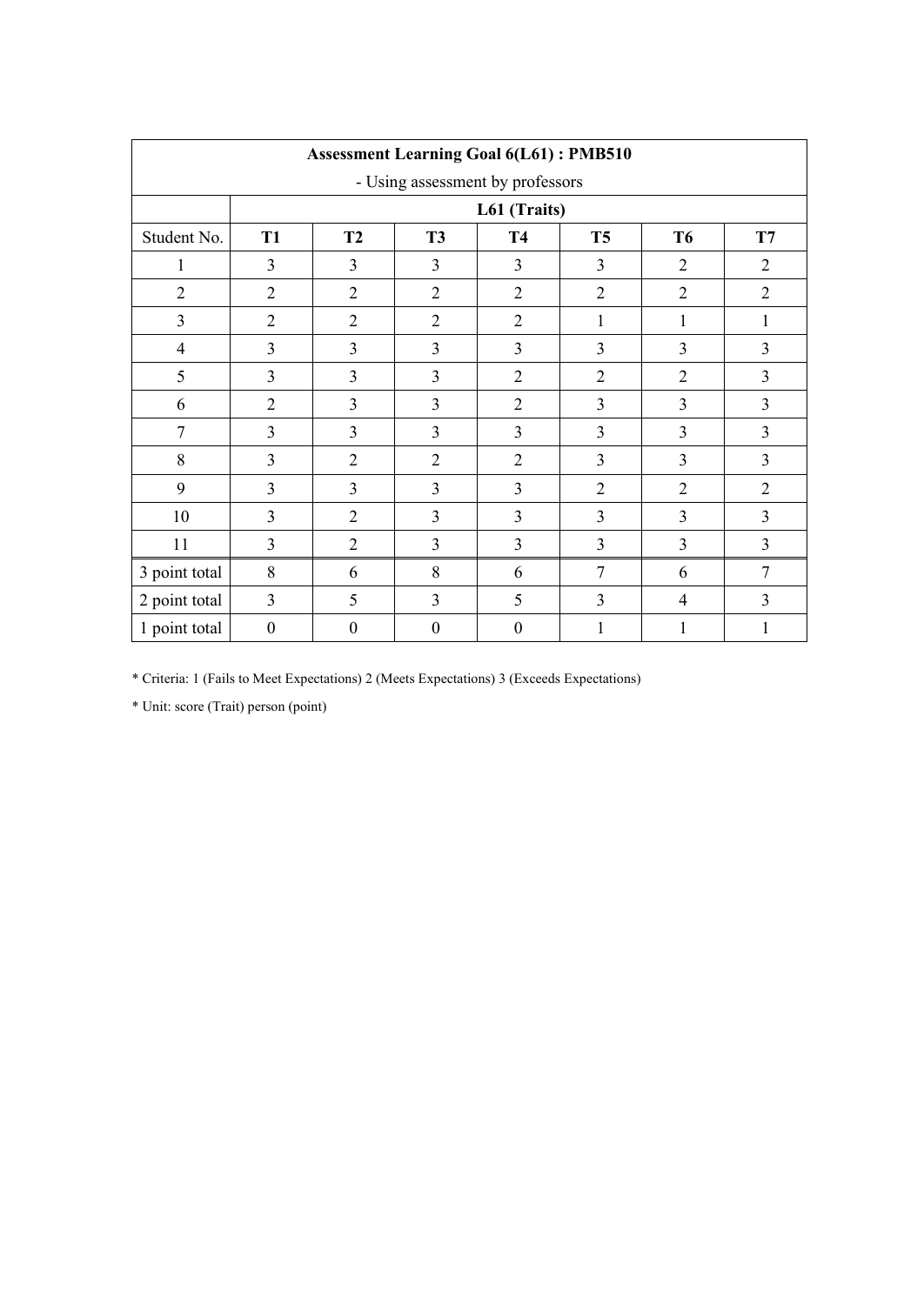| Assessment Learning Goal 6(L61) : PMB510 | | | | | | | |
|---|---|---|---|---|---|---|---|
| - Using assessment by professors | | | | | | | |
| | **L61 (Traits)** | | | | | | |
| Student No. | **T1** | **T2** | **T3** | **T4** | **T5** | **T6** | **T7** |
| 1 | 3 | 3 | 3 | 3 | 3 | 2 | 2 |
| 2 | 2 | 2 | 2 | 2 | 2 | 2 | 2 |
| 3 | 2 | 2 | 2 | 2 | 1 | 1 | 1 |
| 4 | 3 | 3 | 3 | 3 | 3 | 3 | 3 |
| 5 | 3 | 3 | 3 | 2 | 2 | 2 | 3 |
| 6 | 2 | 3 | 3 | 2 | 3 | 3 | 3 |
| 7 | 3 | 3 | 3 | 3 | 3 | 3 | 3 |
| 8 | 3 | 2 | 2 | 2 | 3 | 3 | 3 |
| 9 | 3 | 3 | 3 | 3 | 2 | 2 | 2 |
| 10 | 3 | 2 | 3 | 3 | 3 | 3 | 3 |
| 11 | 3 | 2 | 3 | 3 | 3 | 3 | 3 |
| 3 point total | 8 | 6 | 8 | 6 | 7 | 6 | 7 |
| 2 point total | 3 | 5 | 3 | 5 | 3 | 4 | 3 |
| 1 point total | 0 | 0 | 0 | 0 | 1 | 1 | 1 |

* Criteria: 1 (Fails to Meet Expectations) 2 (Meets Expectations) 3 (Exceeds Expectations)

* Unit: score (Trait) person (point)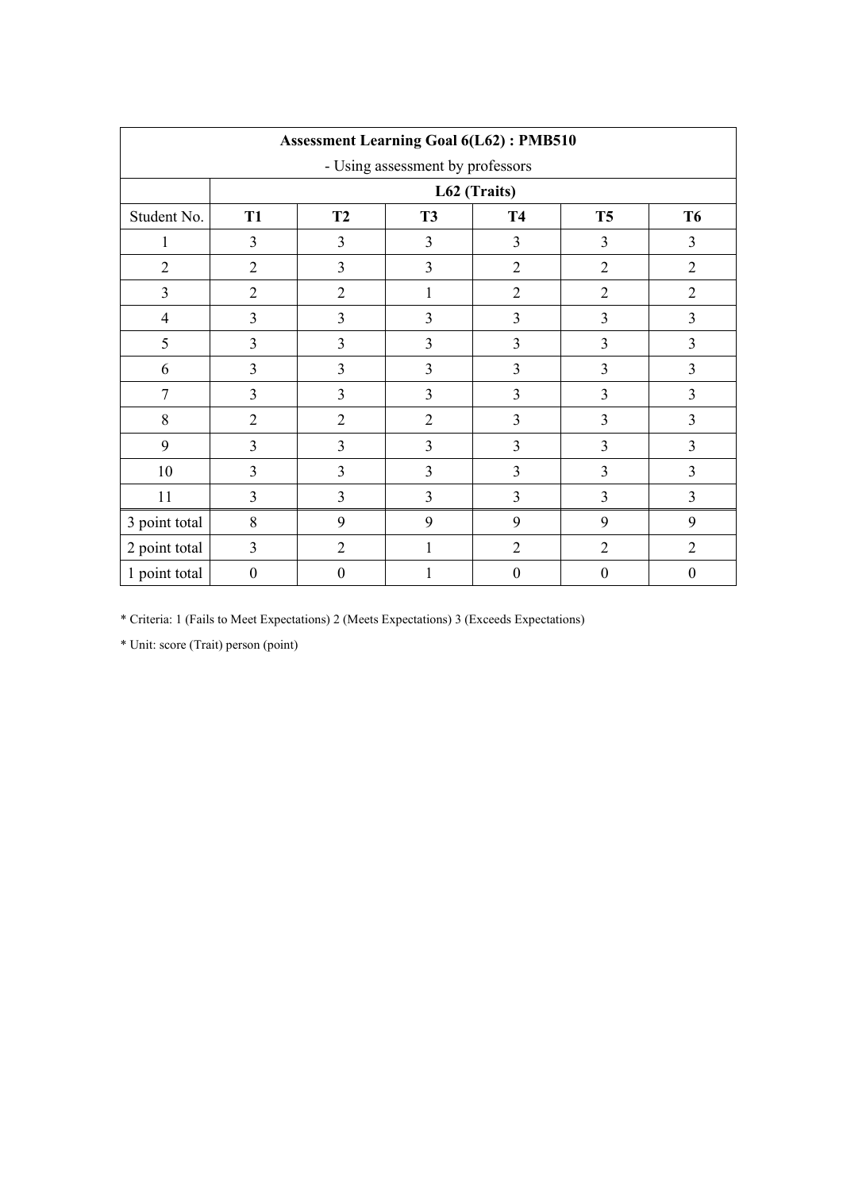| Assessment Learning Goal 6(L62) : PMB510<br>- Using assessment by professors | | | | | | |
|---|---|---|---|---|---|---|
| | L62 (Traits) | | | | | |
| Student No. | **T1** | **T2** | **T3** | **T4** | **T5** | **T6** |
| 1 | 3 | 3 | 3 | 3 | 3 | 3 |
| 2 | 2 | 3 | 3 | 2 | 2 | 2 |
| 3 | 2 | 2 | 1 | 2 | 2 | 2 |
| 4 | 3 | 3 | 3 | 3 | 3 | 3 |
| 5 | 3 | 3 | 3 | 3 | 3 | 3 |
| 6 | 3 | 3 | 3 | 3 | 3 | 3 |
| 7 | 3 | 3 | 3 | 3 | 3 | 3 |
| 8 | 2 | 2 | 2 | 3 | 3 | 3 |
| 9 | 3 | 3 | 3 | 3 | 3 | 3 |
| 10 | 3 | 3 | 3 | 3 | 3 | 3 |
| 11 | 3 | 3 | 3 | 3 | 3 | 3 |
| 3 point total | 8 | 9 | 9 | 9 | 9 | 9 |
| 2 point total | 3 | 2 | 1 | 2 | 2 | 2 |
| 1 point total | 0 | 0 | 1 | 0 | 0 | 0 |

* Criteria: 1 (Fails to Meet Expectations) 2 (Meets Expectations) 3 (Exceeds Expectations)

* Unit: score (Trait) person (point)